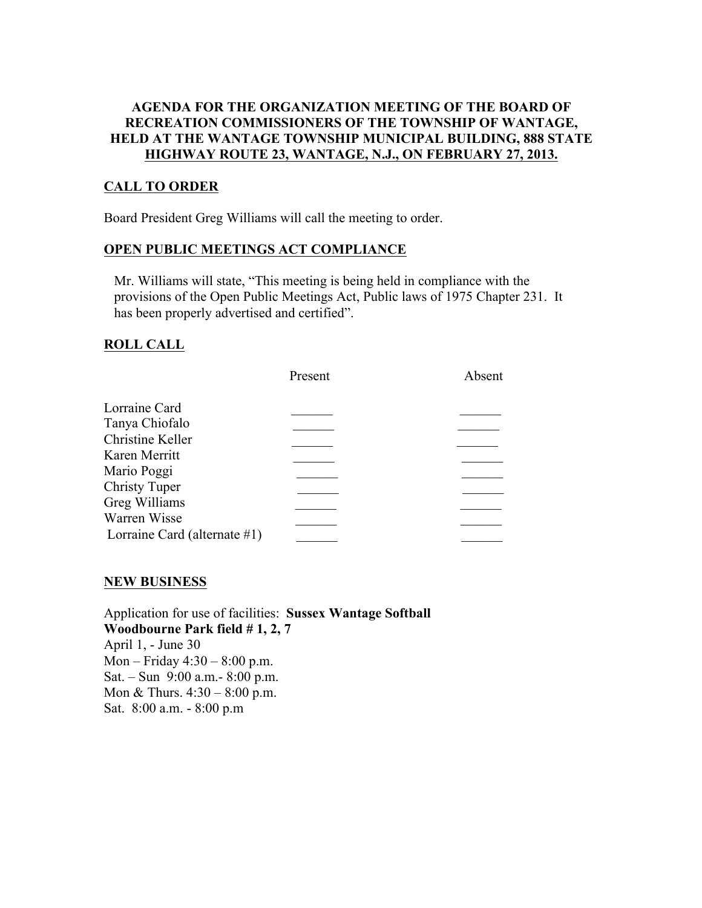## AGENDA FOR THE ORGANIZATION MEETING OF THE BOARD OF RECREATION COMMISSIONERS OF THE TOWNSHIP OF WANTAGE, HELD AT THE WANTAGE TOWNSHIP MUNICIPAL BUILDING, 888 STATE HIGHWAY ROUTE 23, WANTAGE, N.J., ON FEBRUARY 27, 2013.

### CALL TO ORDER

Board President Greg Williams will call the meeting to order.

### OPEN PUBLIC MEETINGS ACT COMPLIANCE

Mr. Williams will state, "This meeting is being held in compliance with the provisions of the Open Public Meetings Act, Public laws of 1975 Chapter 231. It has been properly advertised and certified".

### ROLL CALL

| | Present | Absent |
|---|---|---|
| Lorraine Card | ______ | ______ |
| Tanya Chiofalo | ______ | ______ |
| Christine Keller | ______ | ______ |
| Karen Merritt | ______ | ______ |
| Mario Poggi | ______ | ______ |
| Christy Tuper | ______ | ______ |
| Greg Williams | ______ | ______ |
| Warren Wisse | ______ | ______ |
| Lorraine Card (alternate #1) | ______ | ______ |

### NEW BUSINESS

Application for use of facilities: **Sussex Wantage Softball**
**Woodbourne Park field # 1, 2, 7**
April 1, - June 30
Mon – Friday 4:30 – 8:00 p.m.
Sat. – Sun 9:00 a.m.- 8:00 p.m.
Mon & Thurs. 4:30 – 8:00 p.m.
Sat. 8:00 a.m. - 8:00 p.m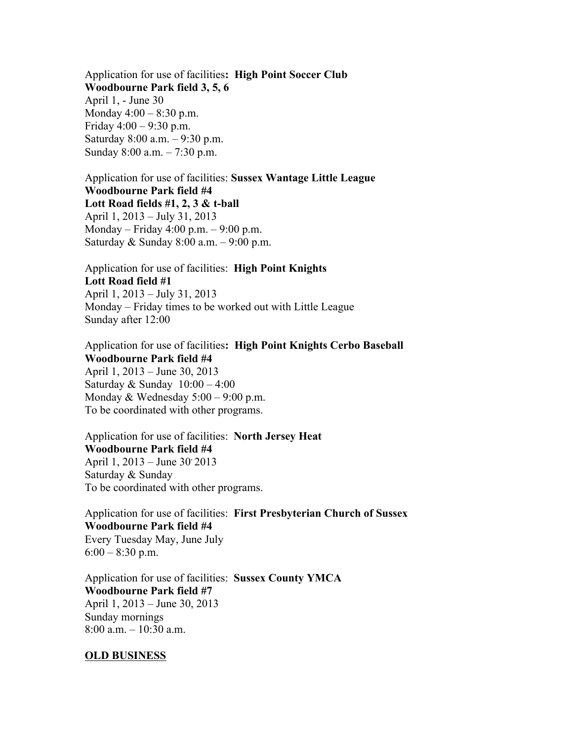Application for use of facilities**: High Point Soccer Club**
**Woodbourne Park field 3, 5, 6**
April 1, - June 30
Monday 4:00 – 8:30 p.m.
Friday 4:00 – 9:30 p.m.
Saturday 8:00 a.m. – 9:30 p.m.
Sunday 8:00 a.m. – 7:30 p.m.

Application for use of facilities: **Sussex Wantage Little League**
**Woodbourne Park field #4**
**Lott Road fields #1, 2, 3 & t-ball**
April 1, 2013 – July 31, 2013
Monday – Friday 4:00 p.m. – 9:00 p.m.
Saturday & Sunday 8:00 a.m. – 9:00 p.m.

Application for use of facilities: **High Point Knights**
**Lott Road field #1**
April 1, 2013 – July 31, 2013
Monday – Friday times to be worked out with Little League
Sunday after 12:00

Application for use of facilities**: High Point Knights Cerbo Baseball**
**Woodbourne Park field #4**
April 1, 2013 – June 30, 2013
Saturday & Sunday 10:00 – 4:00
Monday & Wednesday 5:00 – 9:00 p.m.
To be coordinated with other programs.

Application for use of facilities: **North Jersey Heat**
**Woodbourne Park field #4**
April 1, 2013 – June 30, 2013
Saturday & Sunday
To be coordinated with other programs.

Application for use of facilities: **First Presbyterian Church of Sussex**
**Woodbourne Park field #4**
Every Tuesday May, June July
6:00 – 8:30 p.m.

Application for use of facilities: **Sussex County YMCA**
**Woodbourne Park field #7**
April 1, 2013 – June 30, 2013
Sunday mornings
8:00 a.m. – 10:30 a.m.

**OLD BUSINESS**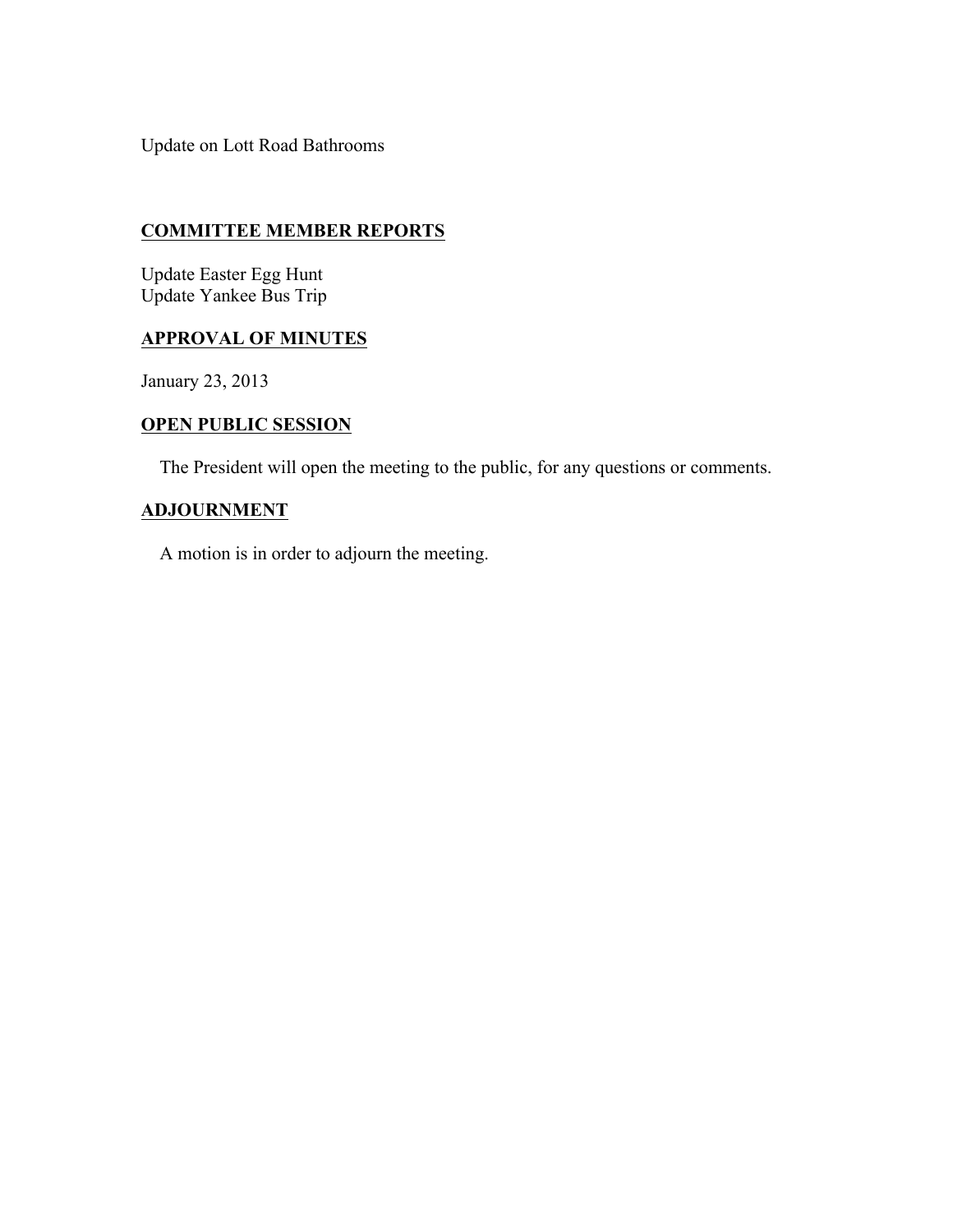Update on Lott Road Bathrooms

## COMMITTEE MEMBER REPORTS

Update Easter Egg Hunt
Update Yankee Bus Trip

## APPROVAL OF MINUTES

January 23, 2013

## OPEN PUBLIC SESSION

The President will open the meeting to the public, for any questions or comments.

## ADJOURNMENT

A motion is in order to adjourn the meeting.